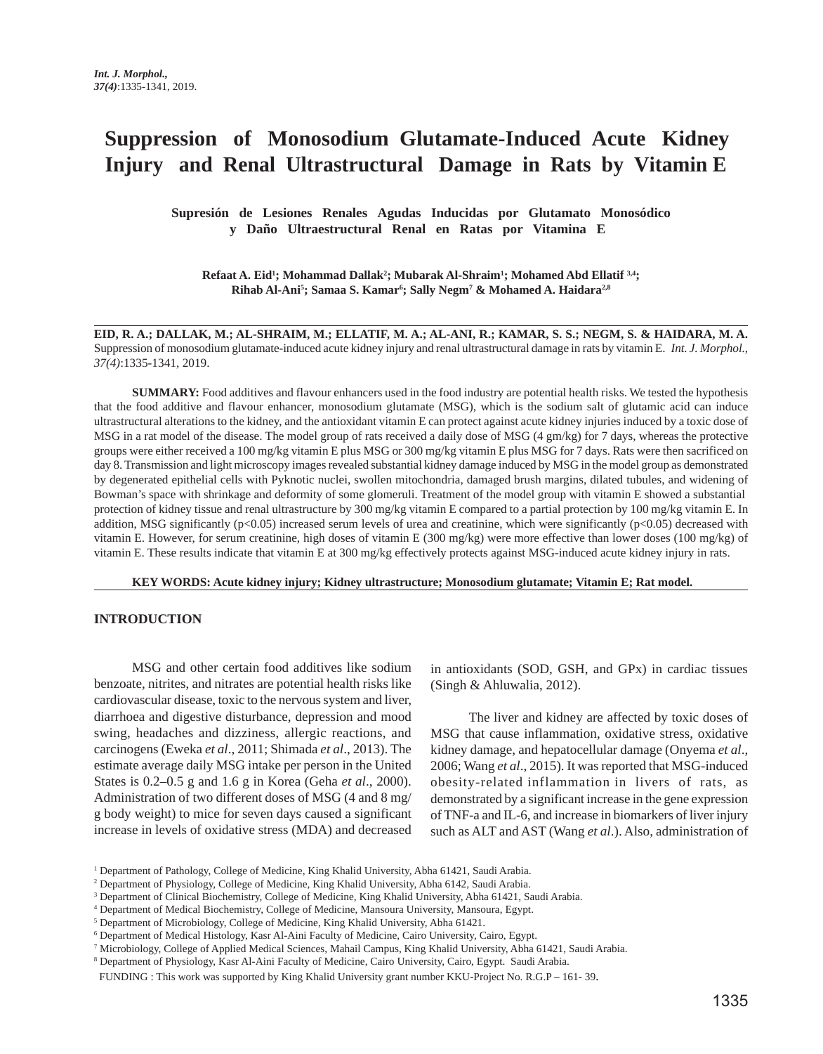# Suppression of Monosodium Glutamate-Induced Acute Kidney Injury and Renal Ultrastructural Damage in Rats by Vitamin E

## Supresión de Lesiones Renales Agudas Inducidas por Glutamato Monosódico y Daño Ultraestructural Renal en Ratas por Vitamina E

**Refaat A. Eid[1]; Mohammad Dallak[2]; Mubarak Al-Shraim[1]; Mohamed Abd Ellatif [3,4]; Rihab Al-Ani[5]; Samaa S. Kamar[6]; Sally Negm[7] & Mohamed A. Haidara[2,8]**

**EID, R. A.; DALLAK, M.; AL-SHRAIM, M.; ELLATIF, M. A.; AL-ANI, R.; KAMAR, S. S.; NEGM, S. & HAIDARA, M. A.** Suppression of monosodium glutamate-induced acute kidney injury and renal ultrastructural damage in rats by vitamin E. *Int. J. Morphol., 37(4)*:1335-1341, 2019.

**SUMMARY:** Food additives and flavour enhancers used in the food industry are potential health risks. We tested the hypothesis that the food additive and flavour enhancer, monosodium glutamate (MSG), which is the sodium salt of glutamic acid can induce ultrastructural alterations to the kidney, and the antioxidant vitamin E can protect against acute kidney injuries induced by a toxic dose of MSG in a rat model of the disease. The model group of rats received a daily dose of MSG (4 gm/kg) for 7 days, whereas the protective groups were either received a 100 mg/kg vitamin E plus MSG or 300 mg/kg vitamin E plus MSG for 7 days. Rats were then sacrificed on day 8. Transmission and light microscopy images revealed substantial kidney damage induced by MSG in the model group as demonstrated by degenerated epithelial cells with Pyknotic nuclei, swollen mitochondria, damaged brush margins, dilated tubules, and widening of Bowman's space with shrinkage and deformity of some glomeruli. Treatment of the model group with vitamin E showed a substantial protection of kidney tissue and renal ultrastructure by 300 mg/kg vitamin E compared to a partial protection by 100 mg/kg vitamin E. In addition, MSG significantly ($p<0.05$) increased serum levels of urea and creatinine, which were significantly ($p<0.05$) decreased with vitamin E. However, for serum creatinine, high doses of vitamin E (300 mg/kg) were more effective than lower doses (100 mg/kg) of vitamin E. These results indicate that vitamin E at 300 mg/kg effectively protects against MSG-induced acute kidney injury in rats.

**KEY WORDS: Acute kidney injury; Kidney ultrastructure; Monosodium glutamate; Vitamin E; Rat model.**

## INTRODUCTION

MSG and other certain food additives like sodium benzoate, nitrites, and nitrates are potential health risks like cardiovascular disease, toxic to the nervous system and liver, diarrhoea and digestive disturbance, depression and mood swing, headaches and dizziness, allergic reactions, and carcinogens (Eweka *et al*., 2011; Shimada *et al*., 2013). The estimate average daily MSG intake per person in the United States is 0.2–0.5 g and 1.6 g in Korea (Geha *et al*., 2000). Administration of two different doses of MSG (4 and 8 mg/g body weight) to mice for seven days caused a significant increase in levels of oxidative stress (MDA) and decreased in antioxidants (SOD, GSH, and GPx) in cardiac tissues (Singh & Ahluwalia, 2012).

The liver and kidney are affected by toxic doses of MSG that cause inflammation, oxidative stress, oxidative kidney damage, and hepatocellular damage (Onyema *et al*., 2006; Wang *et al*., 2015). It was reported that MSG-induced obesity-related inflammation in livers of rats, as demonstrated by a significant increase in the gene expression of TNF-a and IL-6, and increase in biomarkers of liver injury such as ALT and AST (Wang *et al*.). Also, administration of

[1] Department of Pathology, College of Medicine, King Khalid University, Abha 61421, Saudi Arabia.
[2] Department of Physiology, College of Medicine, King Khalid University, Abha 6142, Saudi Arabia.
[3] Department of Clinical Biochemistry, College of Medicine, King Khalid University, Abha 61421, Saudi Arabia.
[4] Department of Medical Biochemistry, College of Medicine, Mansoura University, Mansoura, Egypt.
[5] Department of Microbiology, College of Medicine, King Khalid University, Abha 61421.
[6] Department of Medical Histology, Kasr Al-Aini Faculty of Medicine, Cairo University, Cairo, Egypt.
[7] Microbiology, College of Applied Medical Sciences, Mahail Campus, King Khalid University, Abha 61421, Saudi Arabia.
[8] Department of Physiology, Kasr Al-Aini Faculty of Medicine, Cairo University, Cairo, Egypt. Saudi Arabia.

FUNDING : This work was supported by King Khalid University grant number KKU-Project No. R.G.P – 161- 39.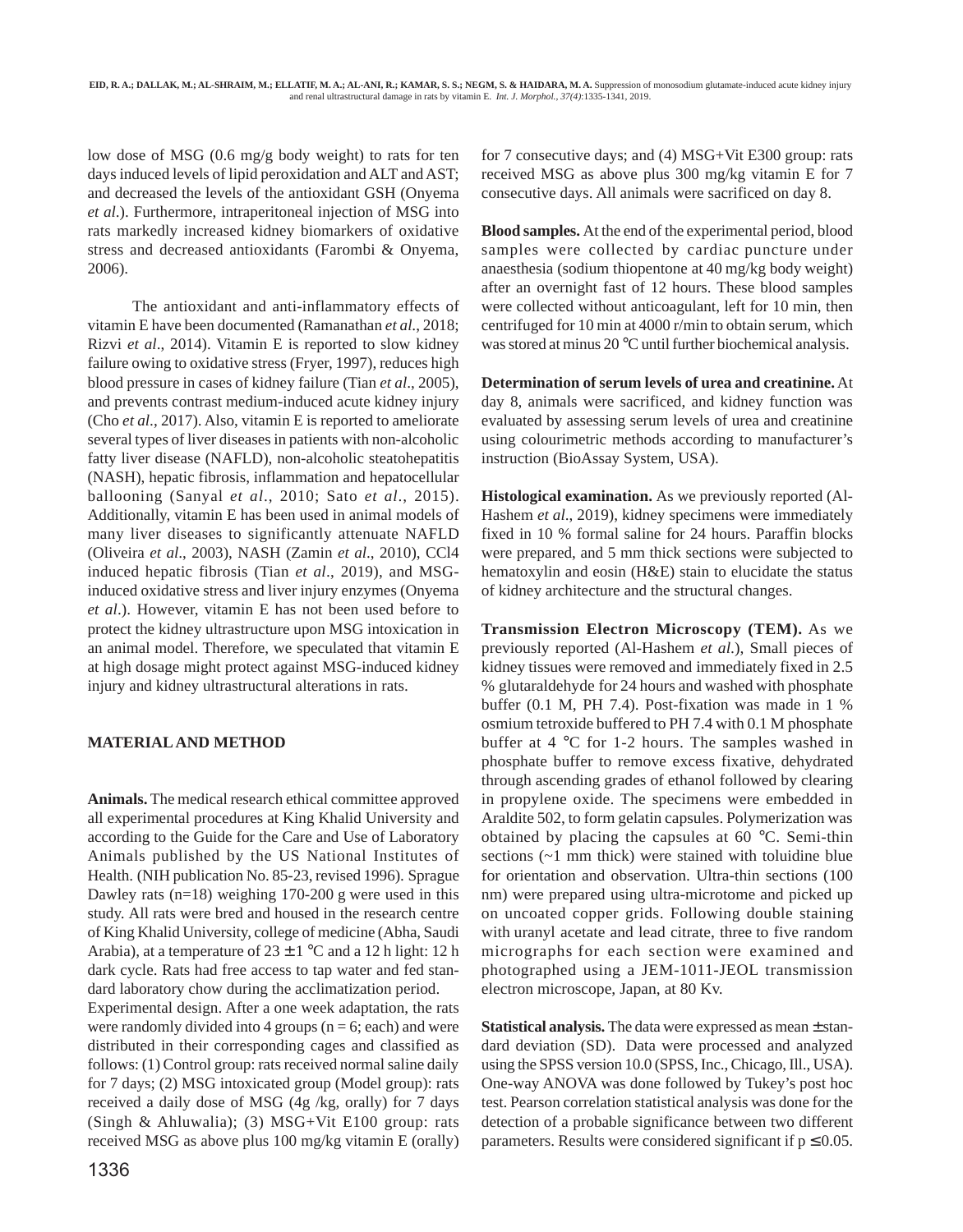low dose of MSG (0.6 mg/g body weight) to rats for ten days induced levels of lipid peroxidation and ALT and AST; and decreased the levels of the antioxidant GSH (Onyema *et al*.). Furthermore, intraperitoneal injection of MSG into rats markedly increased kidney biomarkers of oxidative stress and decreased antioxidants (Farombi & Onyema, 2006).

The antioxidant and anti-inflammatory effects of vitamin E have been documented (Ramanathan *et al*., 2018; Rizvi *et al*., 2014). Vitamin E is reported to slow kidney failure owing to oxidative stress (Fryer, 1997), reduces high blood pressure in cases of kidney failure (Tian *et al*., 2005), and prevents contrast medium-induced acute kidney injury (Cho *et al*., 2017). Also, vitamin E is reported to ameliorate several types of liver diseases in patients with non-alcoholic fatty liver disease (NAFLD), non-alcoholic steatohepatitis (NASH), hepatic fibrosis, inflammation and hepatocellular ballooning (Sanyal *et al*., 2010; Sato *et al*., 2015). Additionally, vitamin E has been used in animal models of many liver diseases to significantly attenuate NAFLD (Oliveira *et al*., 2003), NASH (Zamin *et al*., 2010), $CCl_4$ induced hepatic fibrosis (Tian *et al*., 2019), and MSG-induced oxidative stress and liver injury enzymes (Onyema *et al*.). However, vitamin E has not been used before to protect the kidney ultrastructure upon MSG intoxication in an animal model. Therefore, we speculated that vitamin E at high dosage might protect against MSG-induced kidney injury and kidney ultrastructural alterations in rats.

## MATERIAL AND METHOD

**Animals.** The medical research ethical committee approved all experimental procedures at King Khalid University and according to the Guide for the Care and Use of Laboratory Animals published by the US National Institutes of Health. (NIH publication No. 85-23, revised 1996). Sprague Dawley rats (n=18) weighing 170-200 g were used in this study. All rats were bred and housed in the research centre of King Khalid University, college of medicine (Abha, Saudi Arabia), at a temperature of 23 ± 1 °C and a 12 h light: 12 h dark cycle. Rats had free access to tap water and fed standard laboratory chow during the acclimatization period.

Experimental design. After a one week adaptation, the rats were randomly divided into 4 groups (n = 6; each) and were distributed in their corresponding cages and classified as follows: (1) Control group: rats received normal saline daily for 7 days; (2) MSG intoxicated group (Model group): rats received a daily dose of MSG (4g /kg, orally) for 7 days (Singh & Ahluwalia); (3) MSG+Vit E100 group: rats received MSG as above plus 100 mg/kg vitamin E (orally) for 7 consecutive days; and (4) MSG+Vit E300 group: rats received MSG as above plus 300 mg/kg vitamin E for 7 consecutive days. All animals were sacrificed on day 8.

**Blood samples.** At the end of the experimental period, blood samples were collected by cardiac puncture under anaesthesia (sodium thiopentone at 40 mg/kg body weight) after an overnight fast of 12 hours. These blood samples were collected without anticoagulant, left for 10 min, then centrifuged for 10 min at 4000 r/min to obtain serum, which was stored at minus 20 °C until further biochemical analysis.

**Determination of serum levels of urea and creatinine.** At day 8, animals were sacrificed, and kidney function was evaluated by assessing serum levels of urea and creatinine using colourimetric methods according to manufacturer's instruction (BioAssay System, USA).

**Histological examination.** As we previously reported (Al-Hashem *et al*., 2019), kidney specimens were immediately fixed in 10 % formal saline for 24 hours. Paraffin blocks were prepared, and 5 mm thick sections were subjected to hematoxylin and eosin (H&E) stain to elucidate the status of kidney architecture and the structural changes.

**Transmission Electron Microscopy (TEM).** As we previously reported (Al-Hashem *et al*.), Small pieces of kidney tissues were removed and immediately fixed in 2.5 % glutaraldehyde for 24 hours and washed with phosphate buffer (0.1 M, PH 7.4). Post-fixation was made in 1 % osmium tetroxide buffered to PH 7.4 with 0.1 M phosphate buffer at 4 °C for 1-2 hours. The samples washed in phosphate buffer to remove excess fixative, dehydrated through ascending grades of ethanol followed by clearing in propylene oxide. The specimens were embedded in Araldite 502, to form gelatin capsules. Polymerization was obtained by placing the capsules at 60 °C. Semi-thin sections (~1 mm thick) were stained with toluidine blue for orientation and observation. Ultra-thin sections (100 nm) were prepared using ultra-microtome and picked up on uncoated copper grids. Following double staining with uranyl acetate and lead citrate, three to five random micrographs for each section were examined and photographed using a JEM-1011-JEOL transmission electron microscope, Japan, at 80 Kv.

**Statistical analysis.** The data were expressed as mean ± standard deviation (SD). Data were processed and analyzed using the SPSS version 10.0 (SPSS, Inc., Chicago, Ill., USA). One-way ANOVA was done followed by Tukey's post hoc test. Pearson correlation statistical analysis was done for the detection of a probable significance between two different parameters. Results were considered significant if $p \leq 0.05$.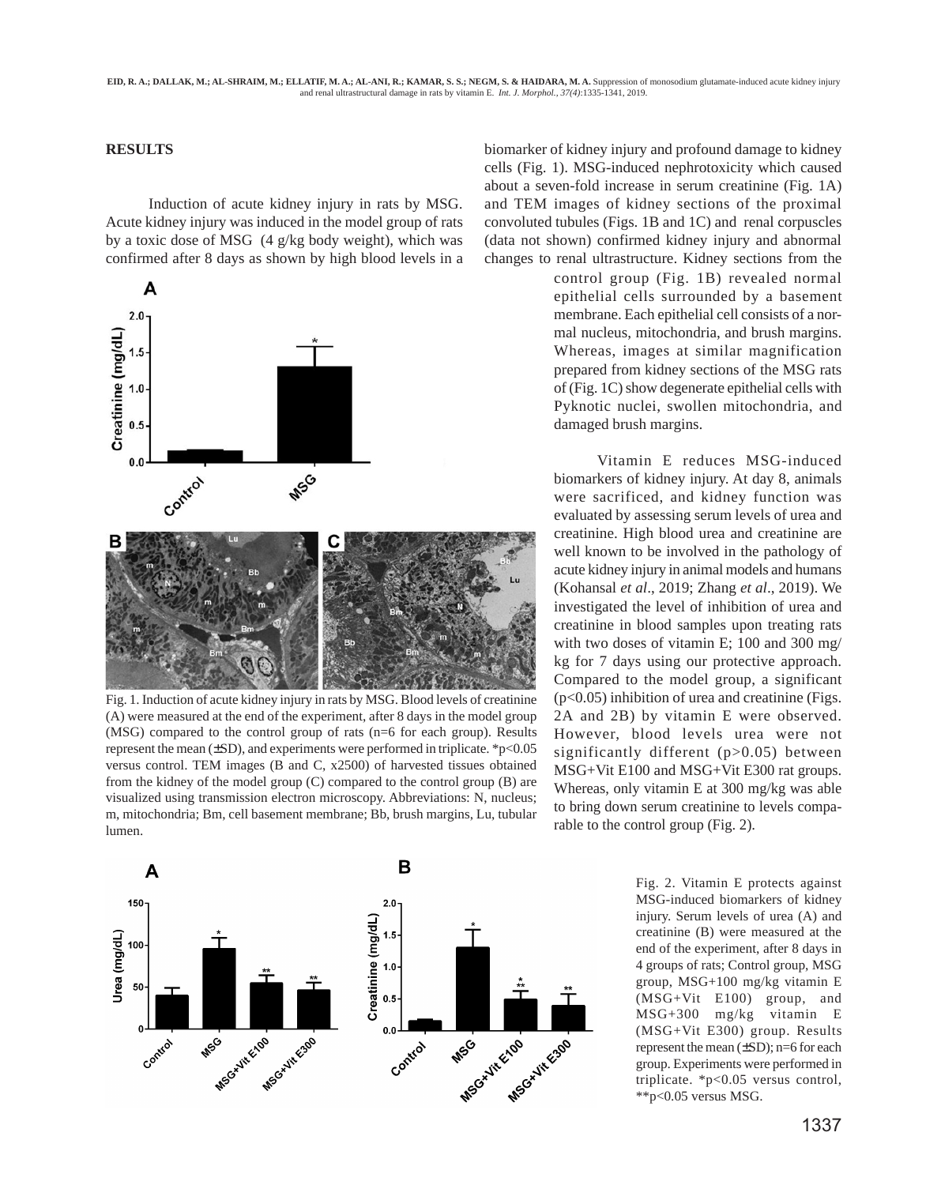## RESULTS

Induction of acute kidney injury in rats by MSG. Acute kidney injury was induced in the model group of rats by a toxic dose of MSG (4 g/kg body weight), which was confirmed after 8 days as shown by high blood levels in a biomarker of kidney injury and profound damage to kidney cells (Fig. 1). MSG-induced nephrotoxicity which caused about a seven-fold increase in serum creatinine (Fig. 1A) and TEM images of kidney sections of the proximal convoluted tubules (Figs. 1B and 1C) and renal corpuscles (data not shown) confirmed kidney injury and abnormal changes to renal ultrastructure. Kidney sections from the control group (Fig. 1B) revealed normal epithelial cells surrounded by a basement membrane. Each epithelial cell consists of a normal nucleus, mitochondria, and brush margins. Whereas, images at similar magnification prepared from kidney sections of the MSG rats of (Fig. 1C) show degenerate epithelial cells with Pyknotic nuclei, swollen mitochondria, and damaged brush margins.

Fig. 1. Induction of acute kidney injury in rats by MSG. Blood levels of creatinine (A) were measured at the end of the experiment, after 8 days in the model group (MSG) compared to the control group of rats (n=6 for each group). Results represent the mean (±SD), and experiments were performed in triplicate. *$p<0.05$ versus control. TEM images (B and C, x2500) of harvested tissues obtained from the kidney of the model group (C) compared to the control group (B) are visualized using transmission electron microscopy. Abbreviations: N, nucleus; m, mitochondria; Bm, cell basement membrane; Bb, brush margins, Lu, tubular lumen.

Vitamin E reduces MSG-induced biomarkers of kidney injury. At day 8, animals were sacrificed, and kidney function was evaluated by assessing serum levels of urea and creatinine. High blood urea and creatinine are well known to be involved in the pathology of acute kidney injury in animal models and humans (Kohansal *et al*., 2019; Zhang *et al*., 2019). We investigated the level of inhibition of urea and creatinine in blood samples upon treating rats with two doses of vitamin E; 100 and 300 mg/kg for 7 days using our protective approach. Compared to the model group, a significant ($p<0.05$) inhibition of urea and creatinine (Figs. 2A and 2B) by vitamin E were observed. However, blood levels urea were not significantly different ($p>0.05$) between MSG+Vit E100 and MSG+Vit E300 rat groups. Whereas, only vitamin E at 300 mg/kg was able to bring down serum creatinine to levels comparable to the control group (Fig. 2).

Fig. 2. Vitamin E protects against MSG-induced biomarkers of kidney injury. Serum levels of urea (A) and creatinine (B) were measured at the end of the experiment, after 8 days in 4 groups of rats; Control group, MSG group, MSG+100 mg/kg vitamin E (MSG+Vit E100) group, and MSG+300 mg/kg vitamin E (MSG+Vit E300) group. Results represent the mean (±SD); n=6 for each group. Experiments were performed in triplicate. *$p<0.05$ versus control, **$p<0.05$ versus MSG.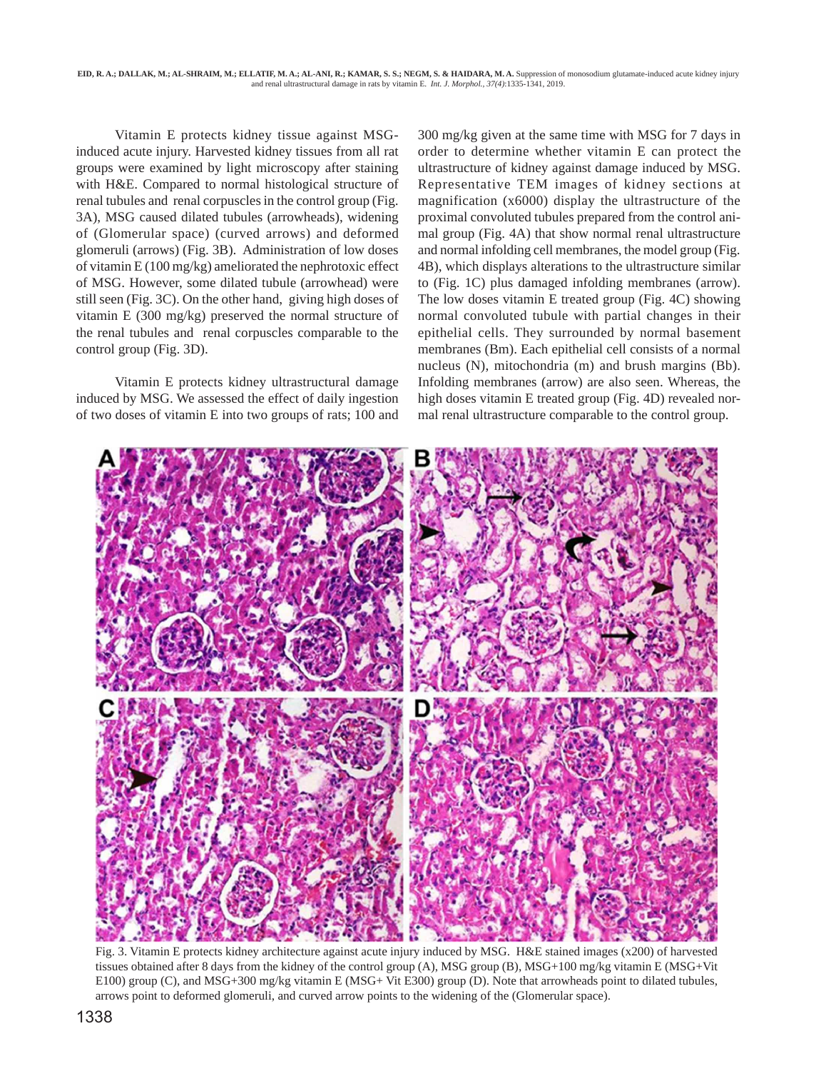Vitamin E protects kidney tissue against MSG-induced acute injury. Harvested kidney tissues from all rat groups were examined by light microscopy after staining with H&E. Compared to normal histological structure of renal tubules and renal corpuscles in the control group (Fig. 3A), MSG caused dilated tubules (arrowheads), widening of (Glomerular space) (curved arrows) and deformed glomeruli (arrows) (Fig. 3B). Administration of low doses of vitamin E (100 mg/kg) ameliorated the nephrotoxic effect of MSG. However, some dilated tubule (arrowhead) were still seen (Fig. 3C). On the other hand, giving high doses of vitamin E (300 mg/kg) preserved the normal structure of the renal tubules and renal corpuscles comparable to the control group (Fig. 3D).

Vitamin E protects kidney ultrastructural damage induced by MSG. We assessed the effect of daily ingestion of two doses of vitamin E into two groups of rats; 100 and 300 mg/kg given at the same time with MSG for 7 days in order to determine whether vitamin E can protect the ultrastructure of kidney against damage induced by MSG. Representative TEM images of kidney sections at magnification (x6000) display the ultrastructure of the proximal convoluted tubules prepared from the control animal group (Fig. 4A) that show normal renal ultrastructure and normal infolding cell membranes, the model group (Fig. 4B), which displays alterations to the ultrastructure similar to (Fig. 1C) plus damaged infolding membranes (arrow). The low doses vitamin E treated group (Fig. 4C) showing normal convoluted tubule with partial changes in their epithelial cells. They surrounded by normal basement membranes (Bm). Each epithelial cell consists of a normal nucleus (N), mitochondria (m) and brush margins (Bb). Infolding membranes (arrow) are also seen. Whereas, the high doses vitamin E treated group (Fig. 4D) revealed normal renal ultrastructure comparable to the control group.

Fig. 3. Vitamin E protects kidney architecture against acute injury induced by MSG. H&E stained images (x200) of harvested tissues obtained after 8 days from the kidney of the control group (A), MSG group (B), MSG+100 mg/kg vitamin E (MSG+Vit E100) group (C), and MSG+300 mg/kg vitamin E (MSG+ Vit E300) group (D). Note that arrowheads point to dilated tubules, arrows point to deformed glomeruli, and curved arrow points to the widening of the (Glomerular space).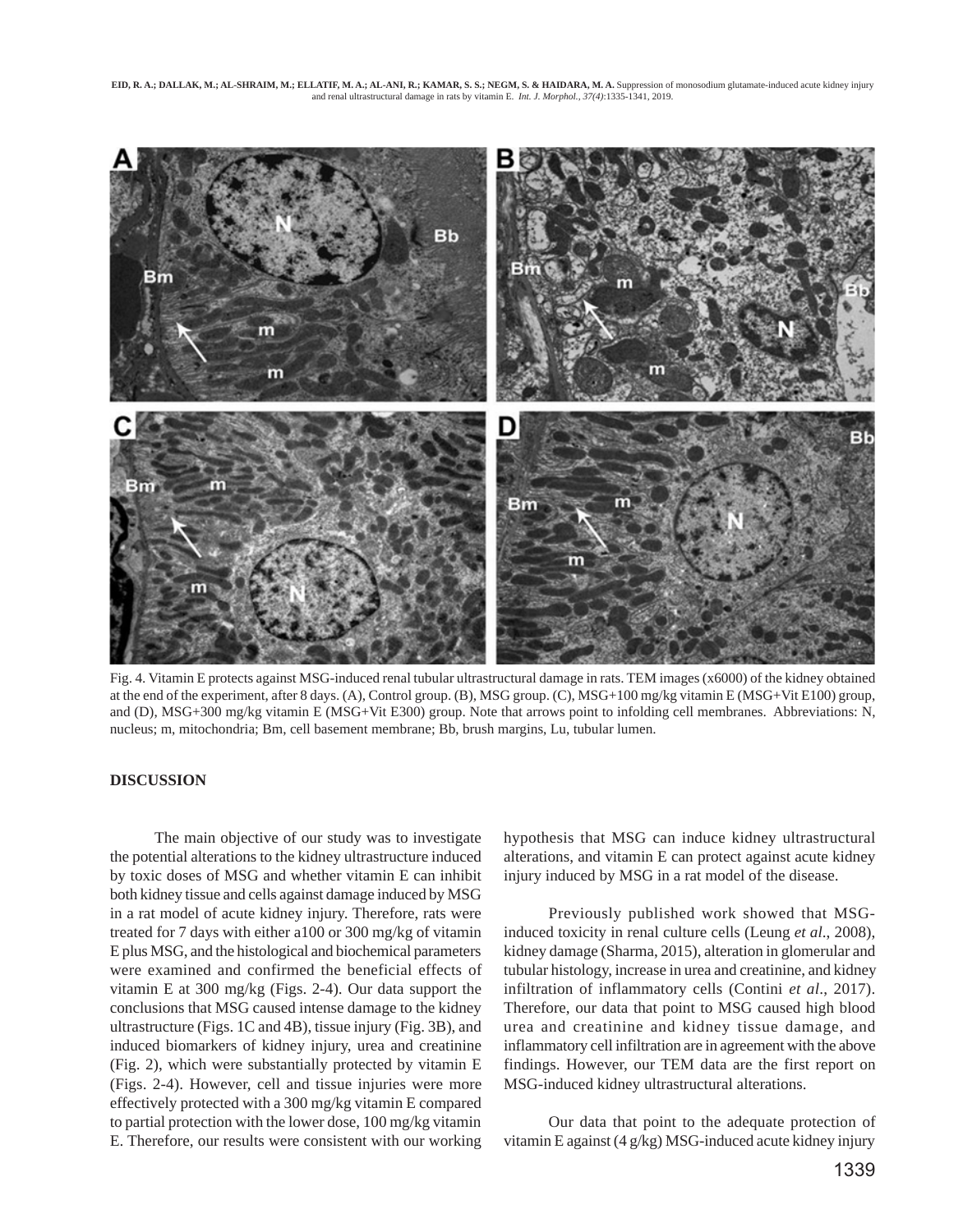Fig. 4. Vitamin E protects against MSG-induced renal tubular ultrastructural damage in rats. TEM images (x6000) of the kidney obtained at the end of the experiment, after 8 days. (A), Control group. (B), MSG group. (C), MSG+100 mg/kg vitamin E (MSG+Vit E100) group, and (D), MSG+300 mg/kg vitamin E (MSG+Vit E300) group. Note that arrows point to infolding cell membranes. Abbreviations: N, nucleus; m, mitochondria; Bm, cell basement membrane; Bb, brush margins, Lu, tubular lumen.

## DISCUSSION

The main objective of our study was to investigate the potential alterations to the kidney ultrastructure induced by toxic doses of MSG and whether vitamin E can inhibit both kidney tissue and cells against damage induced by MSG in a rat model of acute kidney injury. Therefore, rats were treated for 7 days with either a100 or 300 mg/kg of vitamin E plus MSG, and the histological and biochemical parameters were examined and confirmed the beneficial effects of vitamin E at 300 mg/kg (Figs. 2-4). Our data support the conclusions that MSG caused intense damage to the kidney ultrastructure (Figs. 1C and 4B), tissue injury (Fig. 3B), and induced biomarkers of kidney injury, urea and creatinine (Fig. 2), which were substantially protected by vitamin E (Figs. 2-4). However, cell and tissue injuries were more effectively protected with a 300 mg/kg vitamin E compared to partial protection with the lower dose, 100 mg/kg vitamin E. Therefore, our results were consistent with our working hypothesis that MSG can induce kidney ultrastructural alterations, and vitamin E can protect against acute kidney injury induced by MSG in a rat model of the disease.

Previously published work showed that MSG-induced toxicity in renal culture cells (Leung *et al*., 2008), kidney damage (Sharma, 2015), alteration in glomerular and tubular histology, increase in urea and creatinine, and kidney infiltration of inflammatory cells (Contini *et al*., 2017). Therefore, our data that point to MSG caused high blood urea and creatinine and kidney tissue damage, and inflammatory cell infiltration are in agreement with the above findings. However, our TEM data are the first report on MSG-induced kidney ultrastructural alterations.

Our data that point to the adequate protection of vitamin E against (4 g/kg) MSG-induced acute kidney injury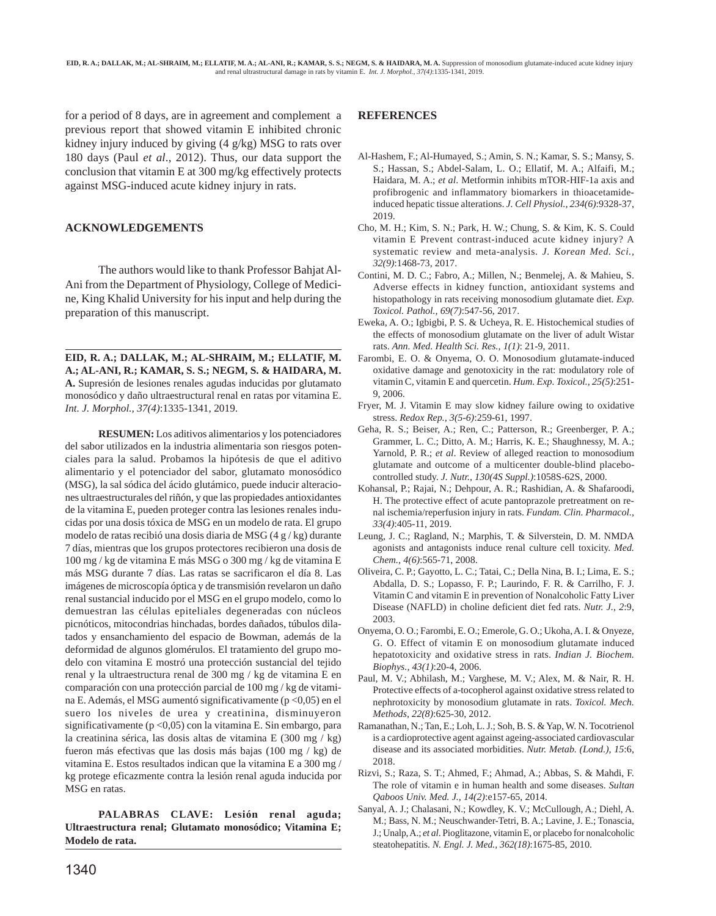for a period of 8 days, are in agreement and complement a previous report that showed vitamin E inhibited chronic kidney injury induced by giving (4 g/kg) MSG to rats over 180 days (Paul *et al*., 2012). Thus, our data support the conclusion that vitamin E at 300 mg/kg effectively protects against MSG-induced acute kidney injury in rats.

## ACKNOWLEDGEMENTS

The authors would like to thank Professor Bahjat Al-Ani from the Department of Physiology, College of Medicine, King Khalid University for his input and help during the preparation of this manuscript.

---

**EID, R. A.; DALLAK, M.; AL-SHRAIM, M.; ELLATIF, M. A.; AL-ANI, R.; KAMAR, S. S.; NEGM, S. & HAIDARA, M. A.** Supresión de lesiones renales agudas inducidas por glutamato monosódico y daño ultraestructural renal en ratas por vitamina E. *Int. J. Morphol., 37(4)*:1335-1341, 2019.

**RESUMEN:** Los aditivos alimentarios y los potenciadores del sabor utilizados en la industria alimentaria son riesgos potenciales para la salud. Probamos la hipótesis de que el aditivo alimentario y el potenciador del sabor, glutamato monosódico (MSG), la sal sódica del ácido glutámico, puede inducir alteraciones ultraestructurales del riñón, y que las propiedades antioxidantes de la vitamina E, pueden proteger contra las lesiones renales inducidas por una dosis tóxica de MSG en un modelo de rata. El grupo modelo de ratas recibió una dosis diaria de MSG (4 g / kg) durante 7 días, mientras que los grupos protectores recibieron una dosis de 100 mg / kg de vitamina E más MSG o 300 mg / kg de vitamina E más MSG durante 7 días. Las ratas se sacrificaron el día 8. Las imágenes de microscopía óptica y de transmisión revelaron un daño renal sustancial inducido por el MSG en el grupo modelo, como lo demuestran las células epiteliales degeneradas con núcleos picnóticos, mitocondrias hinchadas, bordes dañados, túbulos dilatados y ensanchamiento del espacio de Bowman, además de la deformidad de algunos glomérulos. El tratamiento del grupo modelo con vitamina E mostró una protección sustancial del tejido renal y la ultraestructura renal de 300 mg / kg de vitamina E en comparación con una protección parcial de 100 mg / kg de vitamina E. Además, el MSG aumentó significativamente ($p < 0,05$) en el suero los niveles de urea y creatinina, disminuyeron significativamente ($p < 0,05$) con la vitamina E. Sin embargo, para la creatinina sérica, las dosis altas de vitamina E (300 mg / kg) fueron más efectivas que las dosis más bajas (100 mg / kg) de vitamina E. Estos resultados indican que la vitamina E a 300 mg / kg protege eficazmente contra la lesión renal aguda inducida por MSG en ratas.

**PALABRAS CLAVE: Lesión renal aguda; Ultraestructura renal; Glutamato monosódico; Vitamina E; Modelo de rata.**

---

## REFERENCES

Al-Hashem, F.; Al-Humayed, S.; Amin, S. N.; Kamar, S. S.; Mansy, S. S.; Hassan, S.; Abdel-Salam, L. O.; Ellatif, M. A.; Alfaifi, M.; Haidara, M. A.; *et al*. Metformin inhibits mTOR-HIF-1a axis and profibrogenic and inflammatory biomarkers in thioacetamide-induced hepatic tissue alterations. *J. Cell Physiol., 234(6)*:9328-37, 2019.

Cho, M. H.; Kim, S. N.; Park, H. W.; Chung, S. & Kim, K. S. Could vitamin E Prevent contrast-induced acute kidney injury? A systematic review and meta-analysis. *J. Korean Med. Sci., 32(9)*:1468-73, 2017.

Contini, M. D. C.; Fabro, A.; Millen, N.; Benmelej, A. & Mahieu, S. Adverse effects in kidney function, antioxidant systems and histopathology in rats receiving monosodium glutamate diet. *Exp. Toxicol. Pathol., 69(7)*:547-56, 2017.

Eweka, A. O.; Igbigbi, P. S. & Ucheya, R. E. Histochemical studies of the effects of monosodium glutamate on the liver of adult Wistar rats. *Ann. Med. Health Sci. Res., 1(1)*: 21-9, 2011.

Farombi, E. O. & Onyema, O. O. Monosodium glutamate-induced oxidative damage and genotoxicity in the rat: modulatory role of vitamin C, vitamin E and quercetin. *Hum. Exp. Toxicol., 25(5)*:251-9, 2006.

Fryer, M. J. Vitamin E may slow kidney failure owing to oxidative stress. *Redox Rep., 3(5-6)*:259-61, 1997.

Geha, R. S.; Beiser, A.; Ren, C.; Patterson, R.; Greenberger, P. A.; Grammer, L. C.; Ditto, A. M.; Harris, K. E.; Shaughnessy, M. A.; Yarnold, P. R.; *et al*. Review of alleged reaction to monosodium glutamate and outcome of a multicenter double-blind placebo-controlled study. *J. Nutr., 130(4S Suppl.)*:1058S-62S, 2000.

Kohansal, P.; Rajai, N.; Dehpour, A. R.; Rashidian, A. & Shafaroodi, H. The protective effect of acute pantoprazole pretreatment on renal ischemia/reperfusion injury in rats. *Fundam. Clin. Pharmacol., 33(4)*:405-11, 2019.

Leung, J. C.; Ragland, N.; Marphis, T. & Silverstein, D. M. NMDA agonists and antagonists induce renal culture cell toxicity. *Med. Chem., 4(6)*:565-71, 2008.

Oliveira, C. P.; Gayotto, L. C.; Tatai, C.; Della Nina, B. I.; Lima, E. S.; Abdalla, D. S.; Lopasso, F. P.; Laurindo, F. R. & Carrilho, F. J. Vitamin C and vitamin E in prevention of Nonalcoholic Fatty Liver Disease (NAFLD) in choline deficient diet fed rats. *Nutr. J., 2*:9, 2003.

Onyema, O. O.; Farombi, E. O.; Emerole, G. O.; Ukoha, A. I. & Onyeze, G. O. Effect of vitamin E on monosodium glutamate induced hepatotoxicity and oxidative stress in rats. *Indian J. Biochem. Biophys., 43(1)*:20-4, 2006.

Paul, M. V.; Abhilash, M.; Varghese, M. V.; Alex, M. & Nair, R. H. Protective effects of a-tocopherol against oxidative stress related to nephrotoxicity by monosodium glutamate in rats. *Toxicol. Mech. Methods, 22(8)*:625-30, 2012.

Ramanathan, N.; Tan, E.; Loh, L. J.; Soh, B. S. & Yap, W. N. Tocotrienol is a cardioprotective agent against ageing-associated cardiovascular disease and its associated morbidities. *Nutr. Metab. (Lond.), 15*:6, 2018.

Rizvi, S.; Raza, S. T.; Ahmed, F.; Ahmad, A.; Abbas, S. & Mahdi, F. The role of vitamin e in human health and some diseases. *Sultan Qaboos Univ. Med. J., 14(2)*:e157-65, 2014.

Sanyal, A. J.; Chalasani, N.; Kowdley, K. V.; McCullough, A.; Diehl, A. M.; Bass, N. M.; Neuschwander-Tetri, B. A.; Lavine, J. E.; Tonascia, J.; Unalp, A.; *et al*. Pioglitazone, vitamin E, or placebo for nonalcoholic steatohepatitis. *N. Engl. J. Med., 362(18)*:1675-85, 2010.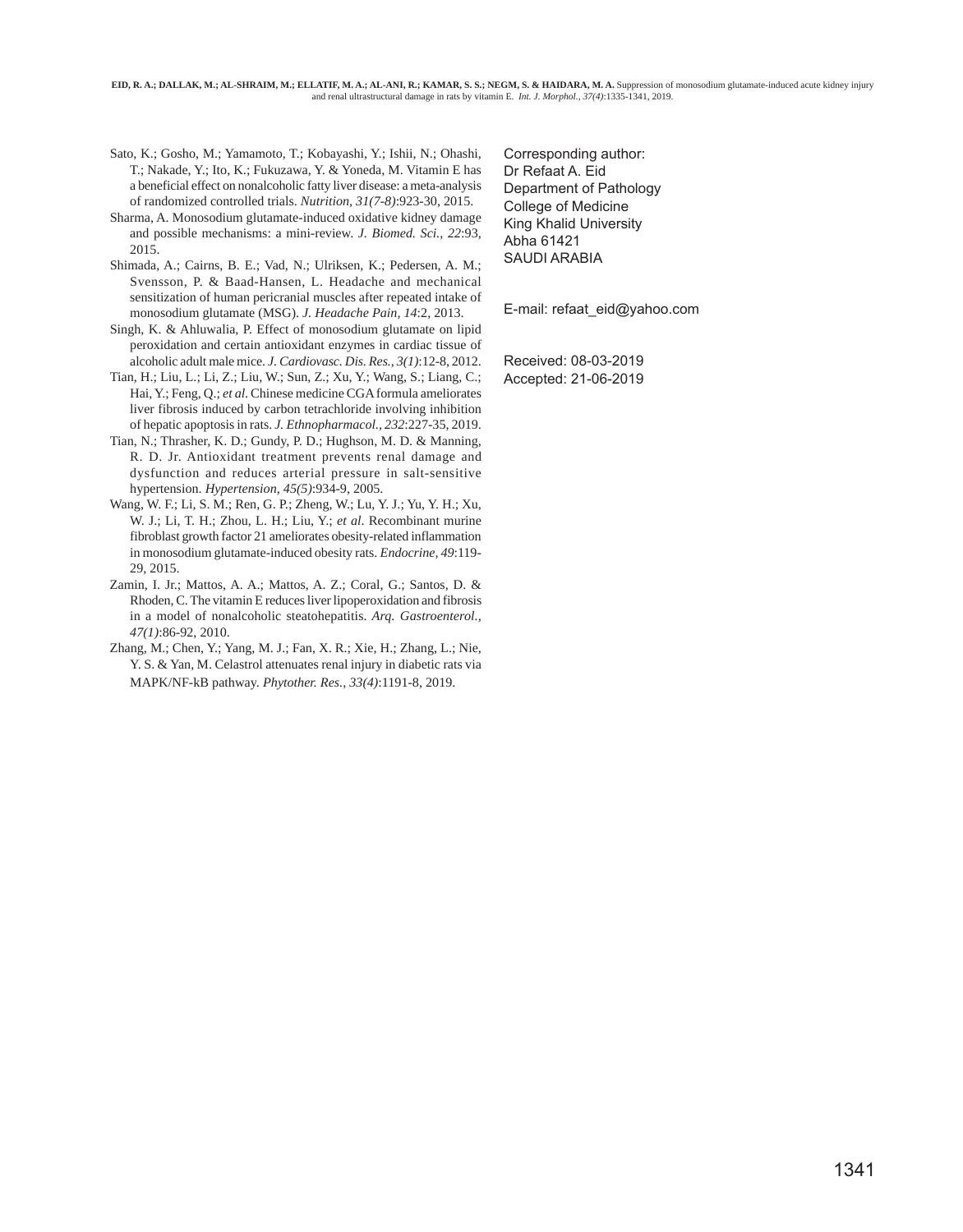Sato, K.; Gosho, M.; Yamamoto, T.; Kobayashi, Y.; Ishii, N.; Ohashi, T.; Nakade, Y.; Ito, K.; Fukuzawa, Y. & Yoneda, M. Vitamin E has a beneficial effect on nonalcoholic fatty liver disease: a meta-analysis of randomized controlled trials. *Nutrition, 31(7-8)*:923-30, 2015.

Sharma, A. Monosodium glutamate-induced oxidative kidney damage and possible mechanisms: a mini-review. *J. Biomed. Sci., 22*:93, 2015.

Shimada, A.; Cairns, B. E.; Vad, N.; Ulriksen, K.; Pedersen, A. M.; Svensson, P. & Baad-Hansen, L. Headache and mechanical sensitization of human pericranial muscles after repeated intake of monosodium glutamate (MSG). *J. Headache Pain, 14*:2, 2013.

Singh, K. & Ahluwalia, P. Effect of monosodium glutamate on lipid peroxidation and certain antioxidant enzymes in cardiac tissue of alcoholic adult male mice. *J. Cardiovasc. Dis. Res., 3(1)*:12-8, 2012.

Tian, H.; Liu, L.; Li, Z.; Liu, W.; Sun, Z.; Xu, Y.; Wang, S.; Liang, C.; Hai, Y.; Feng, Q.; *et al*. Chinese medicine CGA formula ameliorates liver fibrosis induced by carbon tetrachloride involving inhibition of hepatic apoptosis in rats. *J. Ethnopharmacol., 232*:227-35, 2019.

Tian, N.; Thrasher, K. D.; Gundy, P. D.; Hughson, M. D. & Manning, R. D. Jr. Antioxidant treatment prevents renal damage and dysfunction and reduces arterial pressure in salt-sensitive hypertension. *Hypertension, 45(5)*:934-9, 2005.

Wang, W. F.; Li, S. M.; Ren, G. P.; Zheng, W.; Lu, Y. J.; Yu, Y. H.; Xu, W. J.; Li, T. H.; Zhou, L. H.; Liu, Y.; *et al*. Recombinant murine fibroblast growth factor 21 ameliorates obesity-related inflammation in monosodium glutamate-induced obesity rats. *Endocrine, 49*:119-29, 2015.

Zamin, I. Jr.; Mattos, A. A.; Mattos, A. Z.; Coral, G.; Santos, D. & Rhoden, C. The vitamin E reduces liver lipoperoxidation and fibrosis in a model of nonalcoholic steatohepatitis. *Arq. Gastroenterol., 47(1)*:86-92, 2010.

Zhang, M.; Chen, Y.; Yang, M. J.; Fan, X. R.; Xie, H.; Zhang, L.; Nie, Y. S. & Yan, M. Celastrol attenuates renal injury in diabetic rats via MAPK/NF-kB pathway. *Phytother. Res., 33(4)*:1191-8, 2019.

Corresponding author:
Dr Refaat A. Eid
Department of Pathology
College of Medicine
King Khalid University
Abha 61421
SAUDI ARABIA

E-mail: refaat_eid@yahoo.com

Received: 08-03-2019
Accepted: 21-06-2019